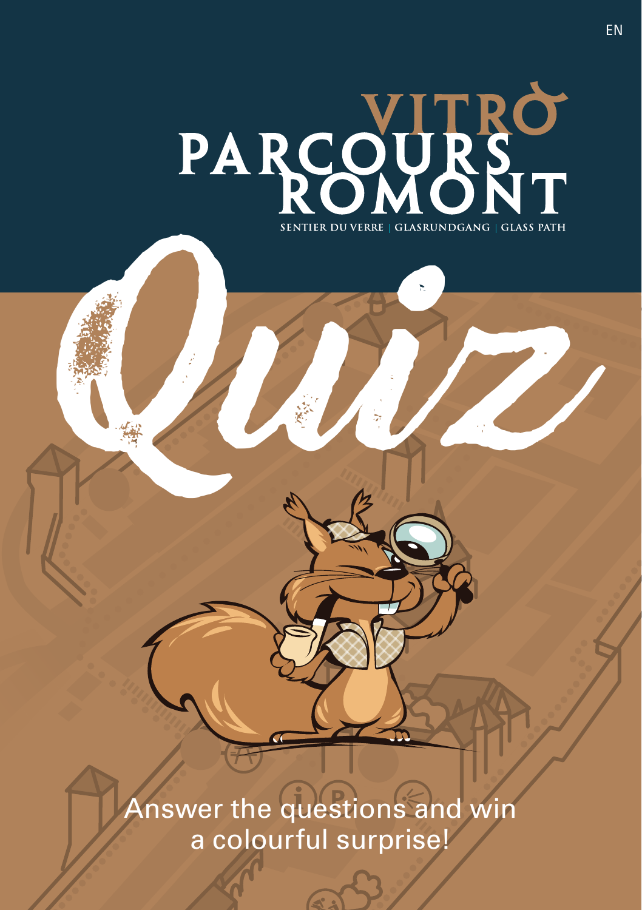EN

# VITRO PARCOURS ROMONT

SENTIER DU VERRE | GLASRUNDGANG | GLASS PATH

# Quiz

Answer the questions and win a colourful surprise!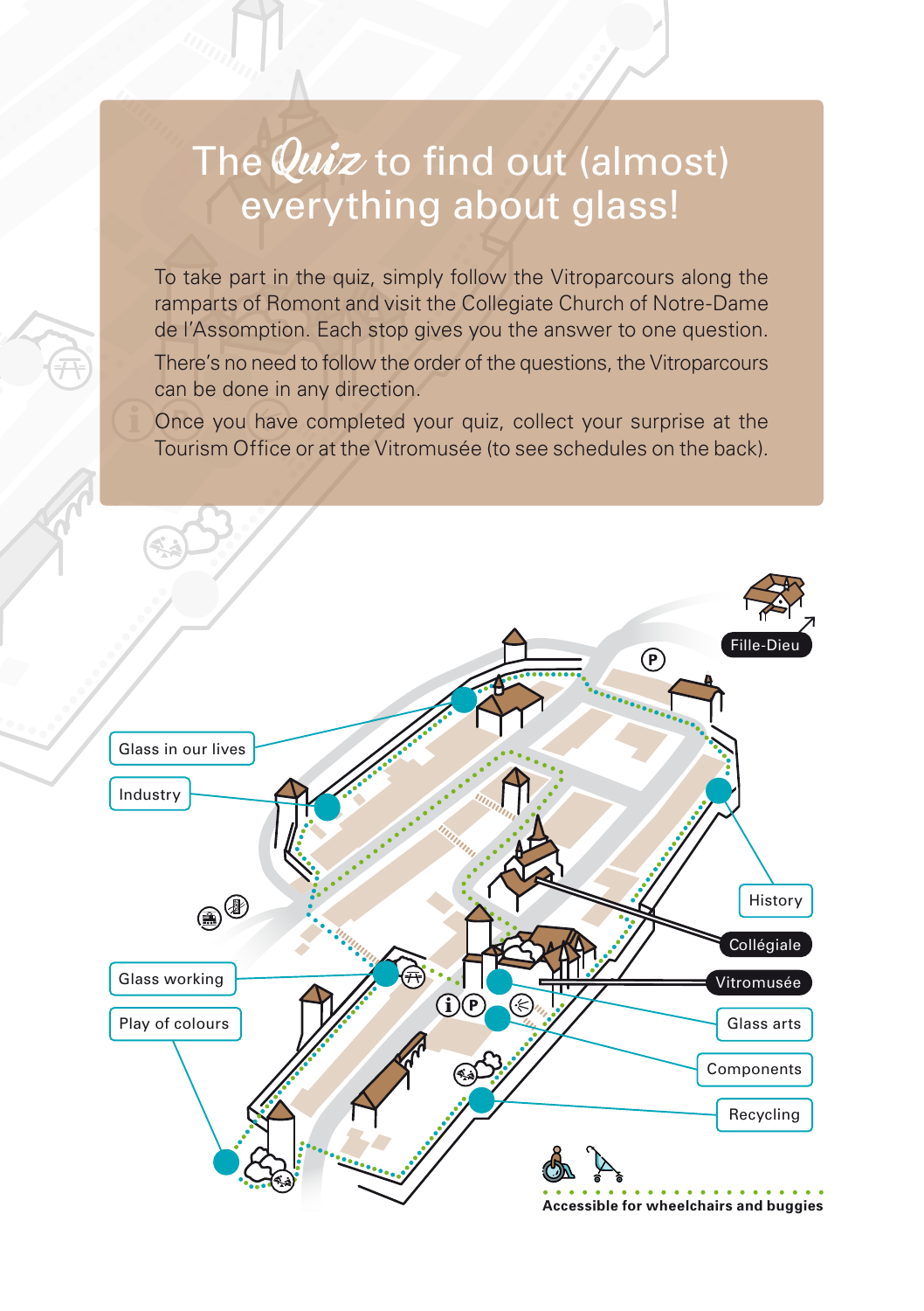# The *Quiz* to find out (almost) everything about glass!

To take part in the quiz, simply follow the Vitroparcours along the ramparts of Romont and visit the Collegiate Church of Notre-Dame de l'Assomption. Each stop gives you the answer to one question.

There's no need to follow the order of the questions, the Vitroparcours can be done in any direction.

Once you have completed your quiz, collect your surprise at the Tourism Office or at the Vitromusée (to see schedules on the back).

Fille-Dieu

Glass in our lives

Industry

History

Collégiale

Glass working

Vitromusée

Play of colours

Glass arts

Components

Recycling

**Accessible for wheelchairs and buggies**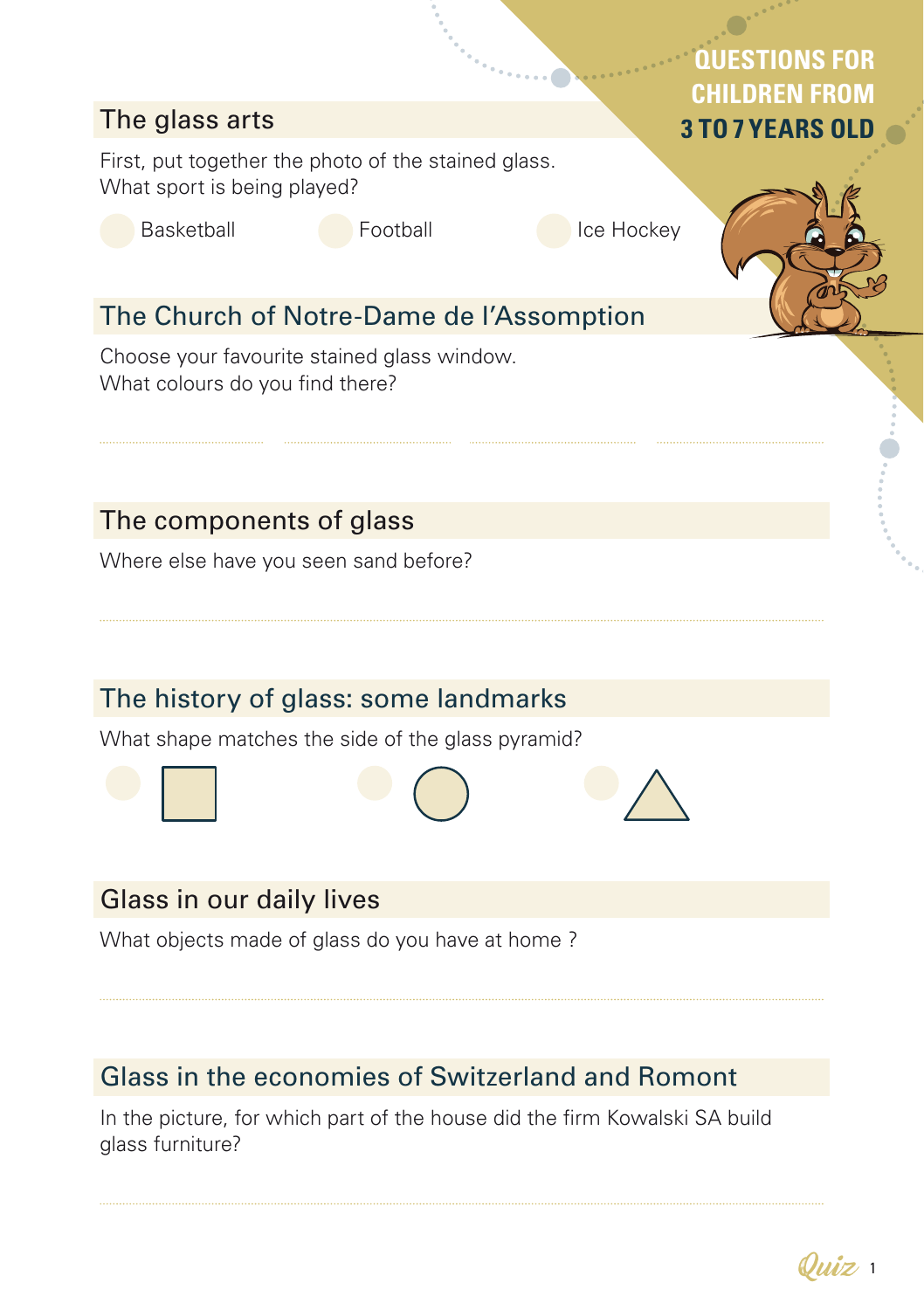**QUESTIONS FOR CHILDREN FROM 3 TO 7 YEARS OLD**

## The glass arts

First, put together the photo of the stained glass.
What sport is being played?

- Basketball
- Football
- Ice Hockey

## The Church of Notre-Dame de l'Assomption

Choose your favourite stained glass window.
What colours do you find there?

## The components of glass

Where else have you seen sand before?

## The history of glass: some landmarks

What shape matches the side of the glass pyramid?

## Glass in our daily lives

What objects made of glass do you have at home ?

## Glass in the economies of Switzerland and Romont

In the picture, for which part of the house did the firm Kowalski SA build glass furniture?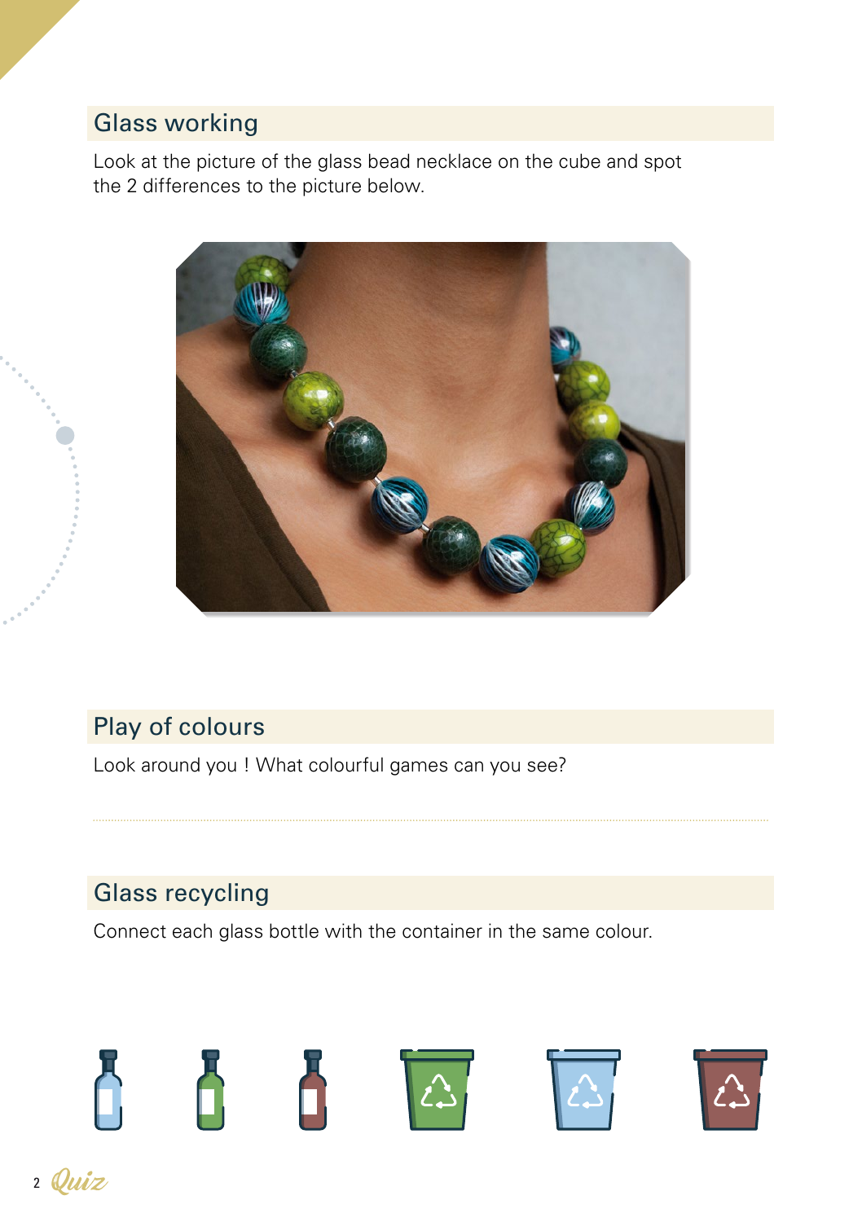## Glass working

Look at the picture of the glass bead necklace on the cube and spot the 2 differences to the picture below.

## Play of colours

Look around you ! What colourful games can you see?

## Glass recycling

Connect each glass bottle with the container in the same colour.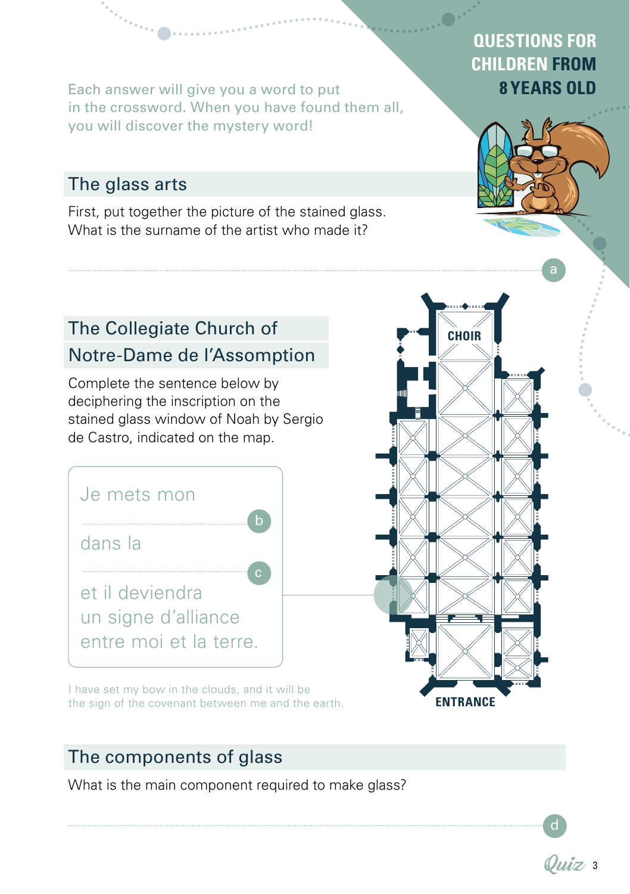**QUESTIONS FOR CHILDREN FROM 8 YEARS OLD**

Each answer will give you a word to put in the crossword. When you have found them all, you will discover the mystery word!

## The glass arts

First, put together the picture of the stained glass. What is the surname of the artist who made it?

................................................................ a

## The Collegiate Church of Notre-Dame de l'Assomption

Complete the sentence below by deciphering the inscription on the stained glass window of Noah by Sergio de Castro, indicated on the map.

Je mets mon

................................ b

dans la

................................ c

et il deviendra un signe d'alliance entre moi et la terre.

I have set my bow in the clouds, and it will be the sign of the covenant between me and the earth.

CHOIR

ENTRANCE

## The components of glass

What is the main component required to make glass?

................................................................ d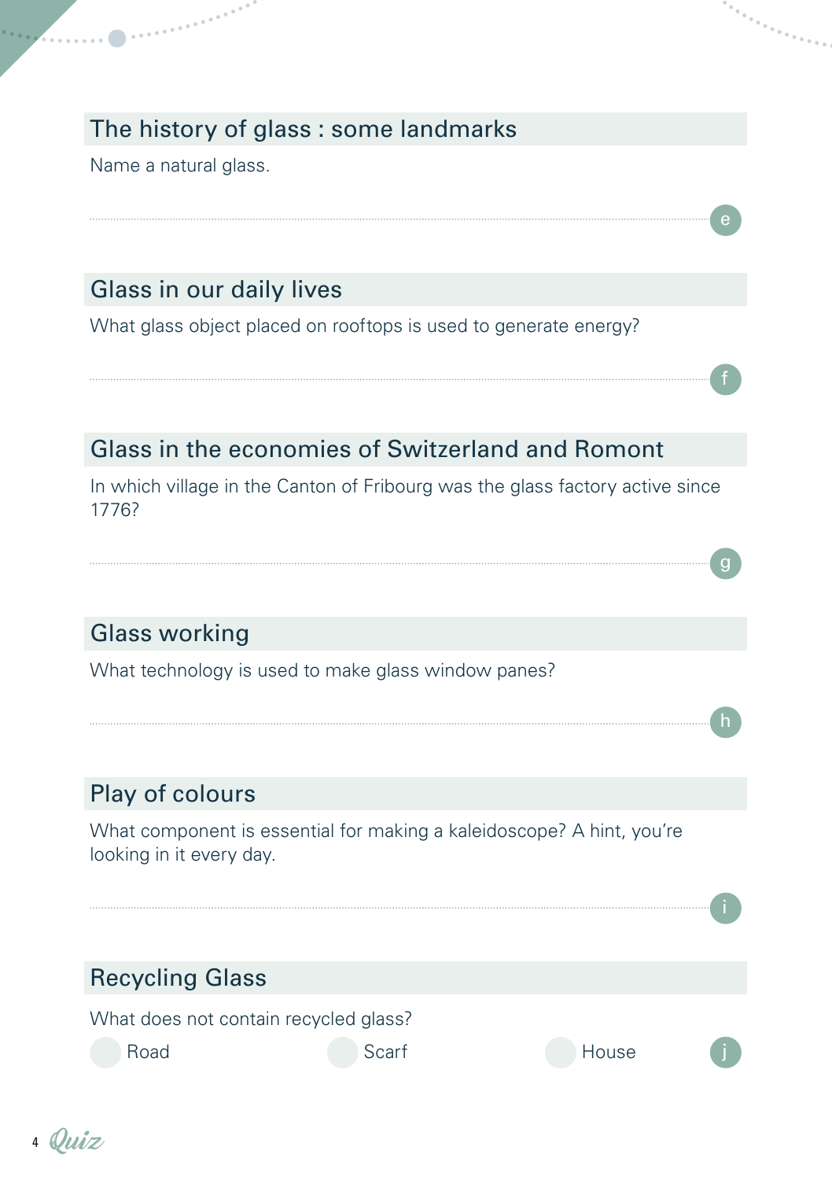## The history of glass : some landmarks

Name a natural glass.

........................................................................................................ e

## Glass in our daily lives

What glass object placed on rooftops is used to generate energy?

........................................................................................................ f

## Glass in the economies of Switzerland and Romont

In which village in the Canton of Fribourg was the glass factory active since 1776?

........................................................................................................ g

## Glass working

What technology is used to make glass window panes?

........................................................................................................ h

## Play of colours

What component is essential for making a kaleidoscope? A hint, you're looking in it every day.

........................................................................................................ i

## Recycling Glass

What does not contain recycled glass?

- ○ Road
- ○ Scarf
- ○ House

j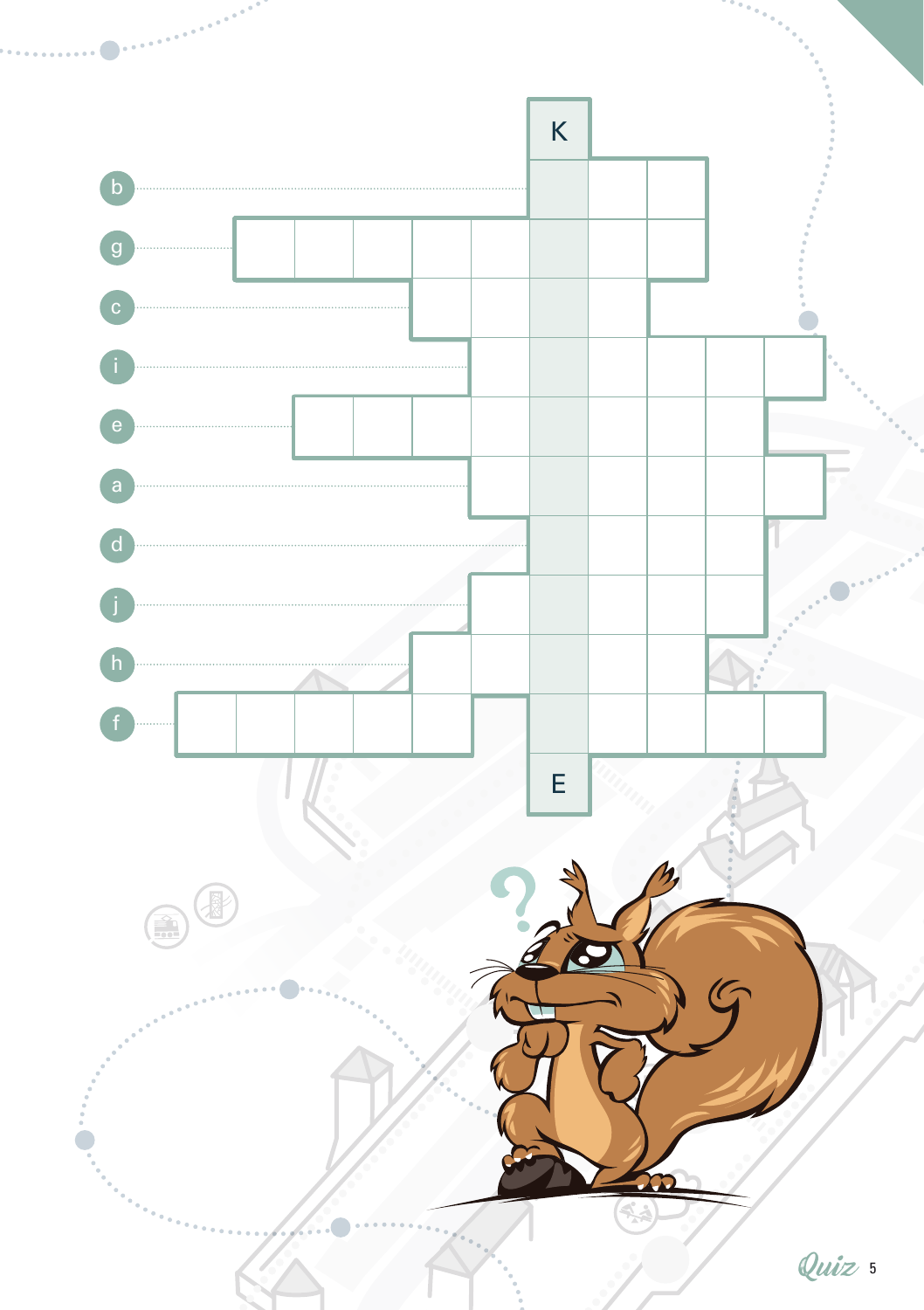K

- b
- g
- c
- i
- e
- a
- d
- j
- h
- f

E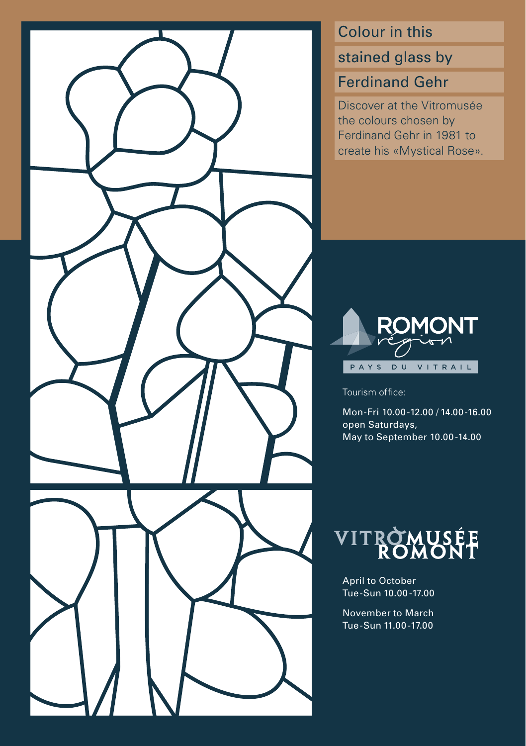# Colour in this stained glass by Ferdinand Gehr

Discover at the Vitromusée the colours chosen by Ferdinand Gehr in 1981 to create his «Mystical Rose».

ROMONT région

PAYS DU VITRAIL

Tourism office:

Mon-Fri 10.00-12.00 / 14.00-16.00
open Saturdays,
May to September 10.00-14.00

VITROMUSÉE ROMONT

April to October
Tue-Sun 10.00-17.00

November to March
Tue-Sun 11.00-17.00